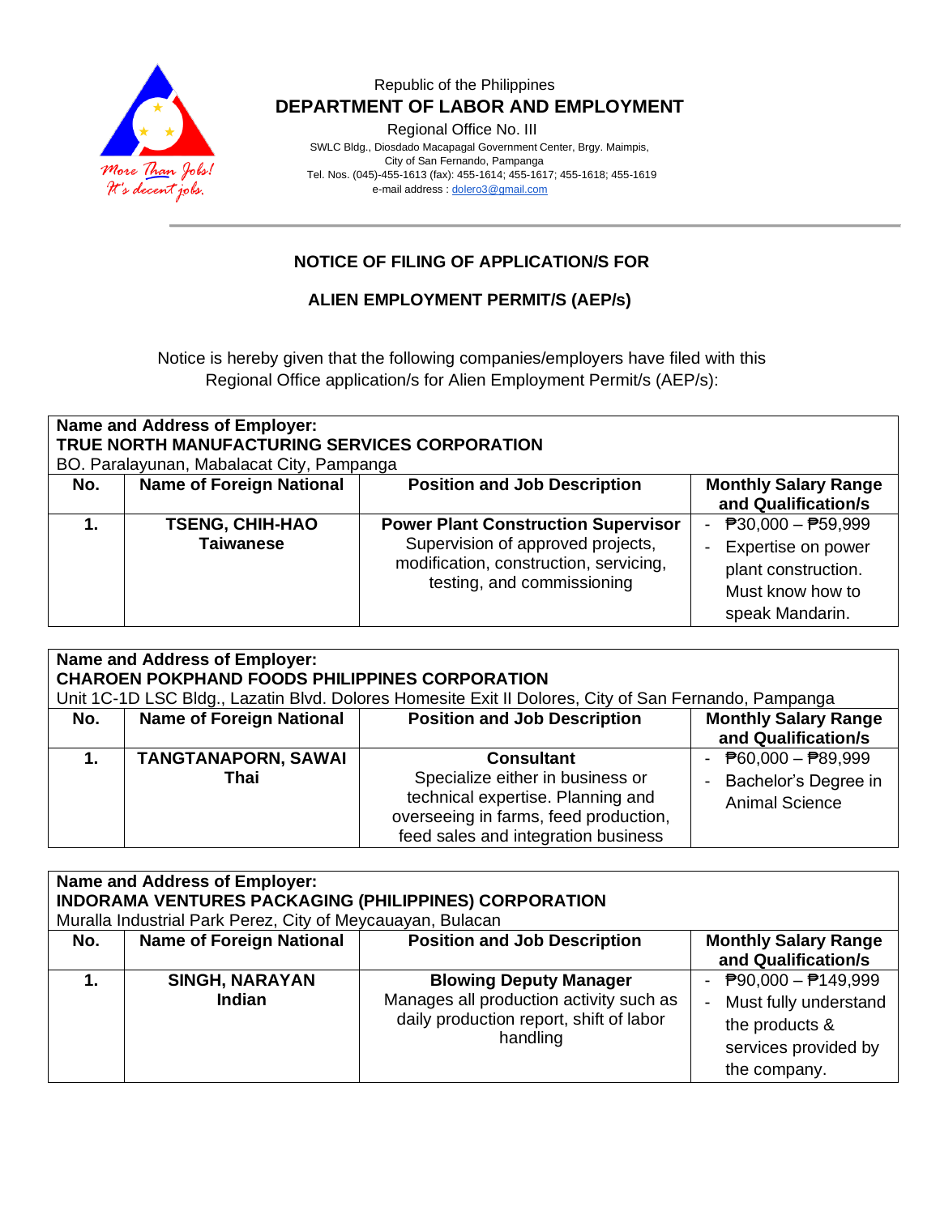Republic of the Philippines

**DEPARTMENT OF LABOR AND EMPLOYMENT**

Regional Office No. III

SWLC Bldg., Diosdado Macapagal Government Center, Brgy. Maimpis,
City of San Fernando, Pampanga
Tel. Nos. (045)-455-1613 (fax): 455-1614; 455-1617; 455-1618; 455-1619
e-mail address : dolero3@gmail.com

## NOTICE OF FILING OF APPLICATION/S FOR

## ALIEN EMPLOYMENT PERMIT/S (AEP/s)

Notice is hereby given that the following companies/employers have filed with this Regional Office application/s for Alien Employment Permit/s (AEP/s):

**Name and Address of Employer:**
**TRUE NORTH MANUFACTURING SERVICES CORPORATION**
BO. Paralayunan, Mabalacat City, Pampanga

| No. | Name of Foreign National | Position and Job Description | Monthly Salary Range and Qualification/s |
|---|---|---|---|
| **1.** | **TSENG, CHIH-HAO** **Taiwanese** | **Power Plant Construction Supervisor** Supervision of approved projects, modification, construction, servicing, testing, and commissioning | - ₱30,000 – ₱59,999 - Expertise on power plant construction. Must know how to speak Mandarin. |

**Name and Address of Employer:**
**CHAROEN POKPHAND FOODS PHILIPPINES CORPORATION**
Unit 1C-1D LSC Bldg., Lazatin Blvd. Dolores Homesite Exit II Dolores, City of San Fernando, Pampanga

| No. | Name of Foreign National | Position and Job Description | Monthly Salary Range and Qualification/s |
|---|---|---|---|
| **1.** | **TANGTANAPORN, SAWAI** **Thai** | **Consultant** Specialize either in business or technical expertise. Planning and overseeing in farms, feed production, feed sales and integration business | - ₱60,000 – ₱89,999 - Bachelor's Degree in Animal Science |

**Name and Address of Employer:**
**INDORAMA VENTURES PACKAGING (PHILIPPINES) CORPORATION**
Muralla Industrial Park Perez, City of Meycauayan, Bulacan

| No. | Name of Foreign National | Position and Job Description | Monthly Salary Range and Qualification/s |
|---|---|---|---|
| **1.** | **SINGH, NARAYAN** **Indian** | **Blowing Deputy Manager** Manages all production activity such as daily production report, shift of labor handling | - ₱90,000 – ₱149,999 - Must fully understand the products & services provided by the company. |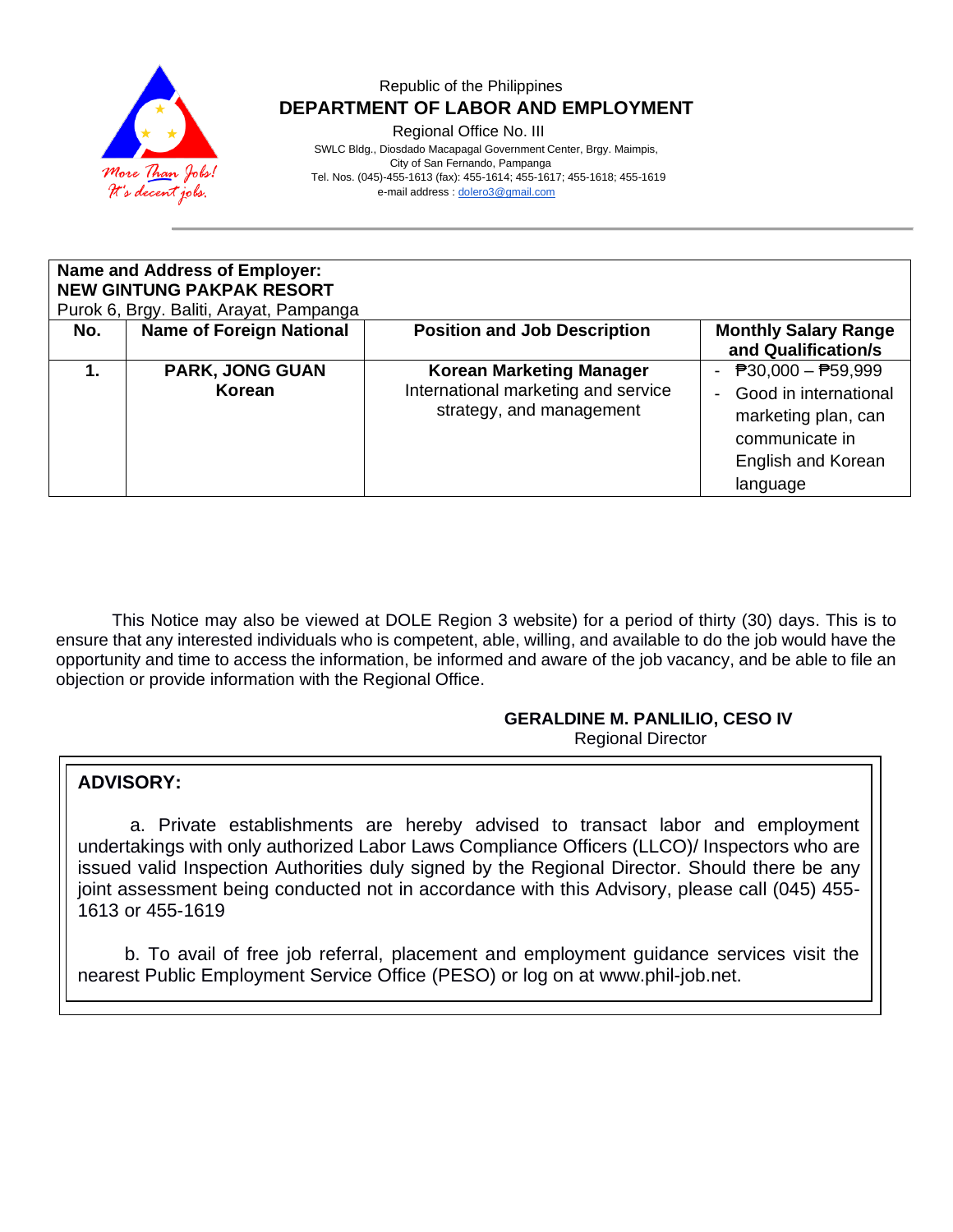Republic of the Philippines

**DEPARTMENT OF LABOR AND EMPLOYMENT**

Regional Office No. III

SWLC Bldg., Diosdado Macapagal Government Center, Brgy. Maimpis,
City of San Fernando, Pampanga
Tel. Nos. (045)-455-1613 (fax): 455-1614; 455-1617; 455-1618; 455-1619
e-mail address : dolero3@gmail.com

**Name and Address of Employer:**
**NEW GINTUNG PAKPAK RESORT**
Purok 6, Brgy. Baliti, Arayat, Pampanga

| No. | Name of Foreign National | Position and Job Description | Monthly Salary Range and Qualification/s |
|---|---|---|---|
| **1.** | **PARK, JONG GUAN**<br>**Korean** | **Korean Marketing Manager**<br>International marketing and service strategy, and management | - ₱30,000 – ₱59,999<br>- Good in international marketing plan, can communicate in English and Korean language |

This Notice may also be viewed at DOLE Region 3 website) for a period of thirty (30) days. This is to ensure that any interested individuals who is competent, able, willing, and available to do the job would have the opportunity and time to access the information, be informed and aware of the job vacancy, and be able to file an objection or provide information with the Regional Office.

**GERALDINE M. PANLILIO, CESO IV**
Regional Director

**ADVISORY:**

a. Private establishments are hereby advised to transact labor and employment undertakings with only authorized Labor Laws Compliance Officers (LLCO)/ Inspectors who are issued valid Inspection Authorities duly signed by the Regional Director. Should there be any joint assessment being conducted not in accordance with this Advisory, please call (045) 455-1613 or 455-1619

b. To avail of free job referral, placement and employment guidance services visit the nearest Public Employment Service Office (PESO) or log on at www.phil-job.net.